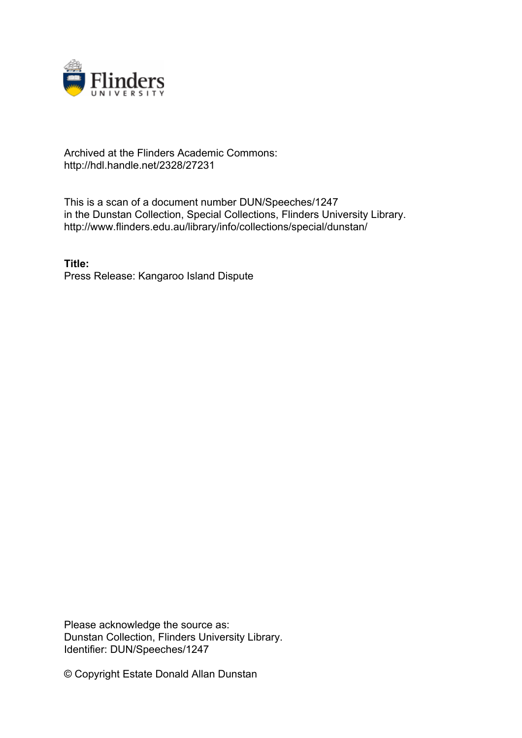Archived at the Flinders Academic Commons:
http://hdl.handle.net/2328/27231

This is a scan of a document number DUN/Speeches/1247
in the Dunstan Collection, Special Collections, Flinders University Library.
http://www.flinders.edu.au/library/info/collections/special/dunstan/

**Title:**
Press Release: Kangaroo Island Dispute

Please acknowledge the source as:
Dunstan Collection, Flinders University Library.
Identifier: DUN/Speeches/1247

© Copyright Estate Donald Allan Dunstan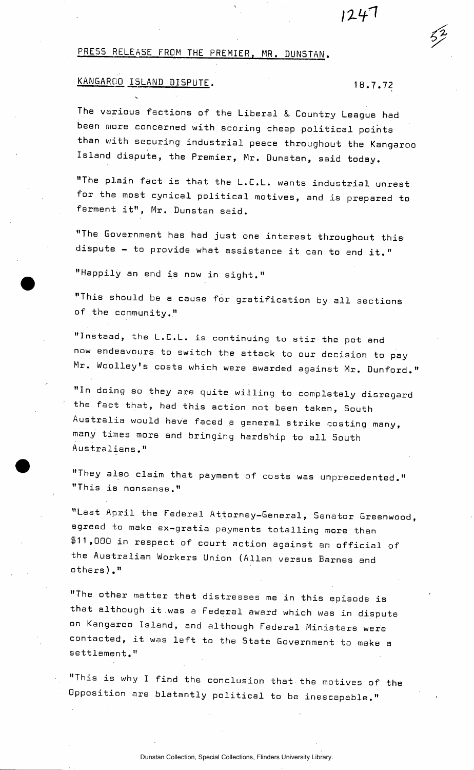PRESS RELEASE FROM THE PREMIER, MR. DUNSTAN.

KANGAROO ISLAND DISPUTE. 18.7.72

The various factions of the Liberal & Country League had been more concerned with scoring cheap political points than with securing industrial peace throughout the Kangaroo Island dispute, the Premier, Mr. Dunstan, said today.

"The plain fact is that the L.C.L. wants industrial unrest for the most cynical political motives, and is prepared to ferment it", Mr. Dunstan said.

"The Government has had just one interest throughout this dispute - to provide what assistance it can to end it."

"Happily an end is now in sight."

"This should be a cause for gratification by all sections of the community."

"Instead, the L.C.L. is continuing to stir the pot and now endeavours to switch the attack to our decision to pay Mr. Woolley's costs which were awarded against Mr. Dunford."

"In doing so they are quite willing to completely disregard the fact that, had this action not been taken, South Australia would have faced a general strike costing many, many times more and bringing hardship to all South Australians."

"They also claim that payment of costs was unprecedented." "This is nonsense."

"Last April the Federal Attorney-General, Senator Greenwood, agreed to make ex-gratia payments totalling more than $11,000 in respect of court action against an official of the Australian Workers Union (Allan versus Barnes and others)."

"The other matter that distresses me in this episode is that although it was a Federal award which was in dispute on Kangaroo Island, and although Federal Ministers were contacted, it was left to the State Government to make a settlement."

"This is why I find the conclusion that the motives of the Opposition are blatantly political to be inescapable."